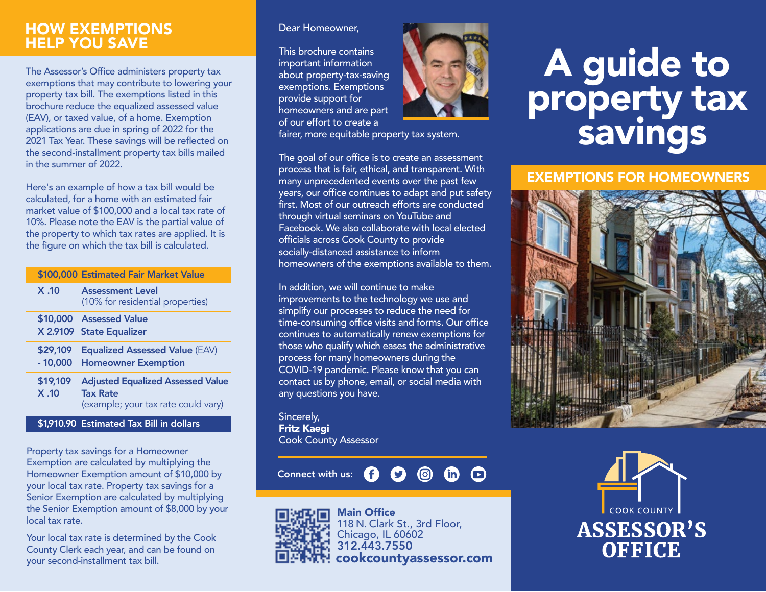## HOW EXEMPTIONS HELP YOU SAVE

The Assessor's Office administers property tax exemptions that may contribute to lowering your property tax bill. The exemptions listed in this brochure reduce the equalized assessed value (EAV), or taxed value, of a home. Exemption applications are due in spring of 2022 for the 2021 Tax Year. These savings will be reflected on the second-installment property tax bills mailed in the summer of 2022.

Here's an example of how a tax bill would be calculated, for a home with an estimated fair market value of $100,000 and a local tax rate of 10%. Please note the EAV is the partial value of the property to which tax rates are applied. It is the figure on which the tax bill is calculated.

| | |
|---|---|
| **$100,000** | **Estimated Fair Market Value** |
| X .10 | **Assessment Level** (10% for residential properties) |
| $10,000 | **Assessed Value** |
| X 2.9109 | **State Equalizer** |
| $29,109 | **Equalized Assessed Value** (EAV) |
| - 10,000 | **Homeowner Exemption** |
| $19,109 | **Adjusted Equalized Assessed Value** |
| X .10 | **Tax Rate** (example; your tax rate could vary) |
| **$1,910.90** | **Estimated Tax Bill in dollars** |

Property tax savings for a Homeowner Exemption are calculated by multiplying the Homeowner Exemption amount of $10,000 by your local tax rate. Property tax savings for a Senior Exemption are calculated by multiplying the Senior Exemption amount of $8,000 by your local tax rate.

Your local tax rate is determined by the Cook County Clerk each year, and can be found on your second-installment tax bill.

Dear Homeowner,

This brochure contains important information about property-tax-saving exemptions. Exemptions provide support for homeowners and are part of our effort to create a fairer, more equitable property tax system.

The goal of our office is to create an assessment process that is fair, ethical, and transparent. With many unprecedented events over the past few years, our office continues to adapt and put safety first. Most of our outreach efforts are conducted through virtual seminars on YouTube and Facebook. We also collaborate with local elected officials across Cook County to provide socially-distanced assistance to inform homeowners of the exemptions available to them.

In addition, we will continue to make improvements to the technology we use and simplify our processes to reduce the need for time-consuming office visits and forms. Our office continues to automatically renew exemptions for those who qualify which eases the administrative process for many homeowners during the COVID-19 pandemic. Please know that you can contact us by phone, email, or social media with any questions you have.

Sincerely,
**Fritz Kaegi**
Cook County Assessor

**Connect with us:**

**Main Office**
118 N. Clark St., 3rd Floor,
Chicago, IL 60602
**312.443.7550**
**cookcountyassessor.com**

# A guide to property tax savings

## EXEMPTIONS FOR HOMEOWNERS

COOK COUNTY
**ASSESSOR'S OFFICE**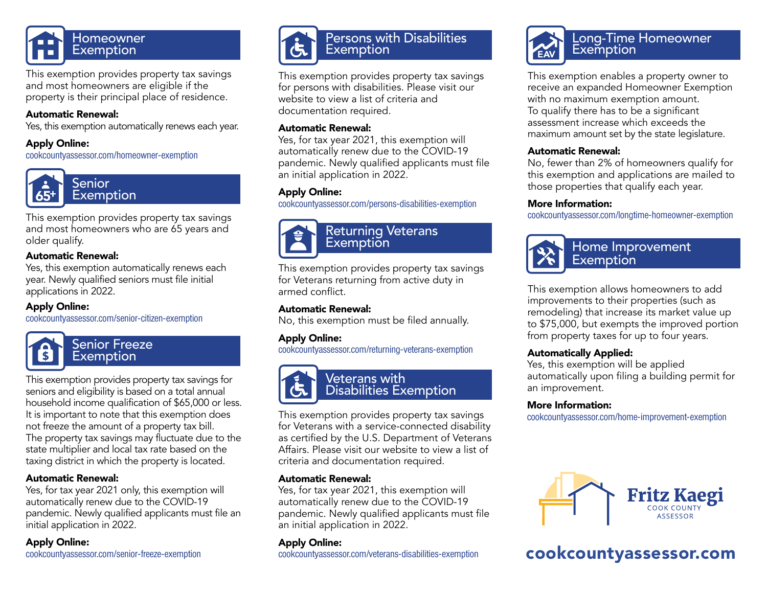## Homeowner Exemption

This exemption provides property tax savings and most homeowners are eligible if the property is their principal place of residence.

**Automatic Renewal:**
Yes, this exemption automatically renews each year.

**Apply Online:**
cookcountyassessor.com/homeowner-exemption

## Senior Exemption

This exemption provides property tax savings and most homeowners who are 65 years and older qualify.

**Automatic Renewal:**
Yes, this exemption automatically renews each year. Newly qualified seniors must file initial applications in 2022.

**Apply Online:**
cookcountyassessor.com/senior-citizen-exemption

## Senior Freeze Exemption

This exemption provides property tax savings for seniors and eligibility is based on a total annual household income qualification of $65,000 or less. It is important to note that this exemption does not freeze the amount of a property tax bill. The property tax savings may fluctuate due to the state multiplier and local tax rate based on the taxing district in which the property is located.

**Automatic Renewal:**
Yes, for tax year 2021 only, this exemption will automatically renew due to the COVID-19 pandemic. Newly qualified applicants must file an initial application in 2022.

**Apply Online:**
cookcountyassessor.com/senior-freeze-exemption

## Persons with Disabilities Exemption

This exemption provides property tax savings for persons with disabilities. Please visit our website to view a list of criteria and documentation required.

**Automatic Renewal:**
Yes, for tax year 2021, this exemption will automatically renew due to the COVID-19 pandemic. Newly qualified applicants must file an initial application in 2022.

**Apply Online:**
cookcountyassessor.com/persons-disabilities-exemption

## Returning Veterans Exemption

This exemption provides property tax savings for Veterans returning from active duty in armed conflict.

**Automatic Renewal:**
No, this exemption must be filed annually.

**Apply Online:**
cookcountyassessor.com/returning-veterans-exemption

## Veterans with Disabilities Exemption

This exemption provides property tax savings for Veterans with a service-connected disability as certified by the U.S. Department of Veterans Affairs. Please visit our website to view a list of criteria and documentation required.

**Automatic Renewal:**
Yes, for tax year 2021, this exemption will automatically renew due to the COVID-19 pandemic. Newly qualified applicants must file an initial application in 2022.

**Apply Online:**
cookcountyassessor.com/veterans-disabilities-exemption

## Long-Time Homeowner Exemption

This exemption enables a property owner to receive an expanded Homeowner Exemption with no maximum exemption amount. To qualify there has to be a significant assessment increase which exceeds the maximum amount set by the state legislature.

**Automatic Renewal:**
No, fewer than 2% of homeowners qualify for this exemption and applications are mailed to those properties that qualify each year.

**More Information:**
cookcountyassessor.com/longtime-homeowner-exemption

## Home Improvement Exemption

This exemption allows homeowners to add improvements to their properties (such as remodeling) that increase its market value up to $75,000, but exempts the improved portion from property taxes for up to four years.

**Automatically Applied:**
Yes, this exemption will be applied automatically upon filing a building permit for an improvement.

**More Information:**
cookcountyassessor.com/home-improvement-exemption

Fritz Kaegi
COOK COUNTY ASSESSOR

**cookcountyassessor.com**